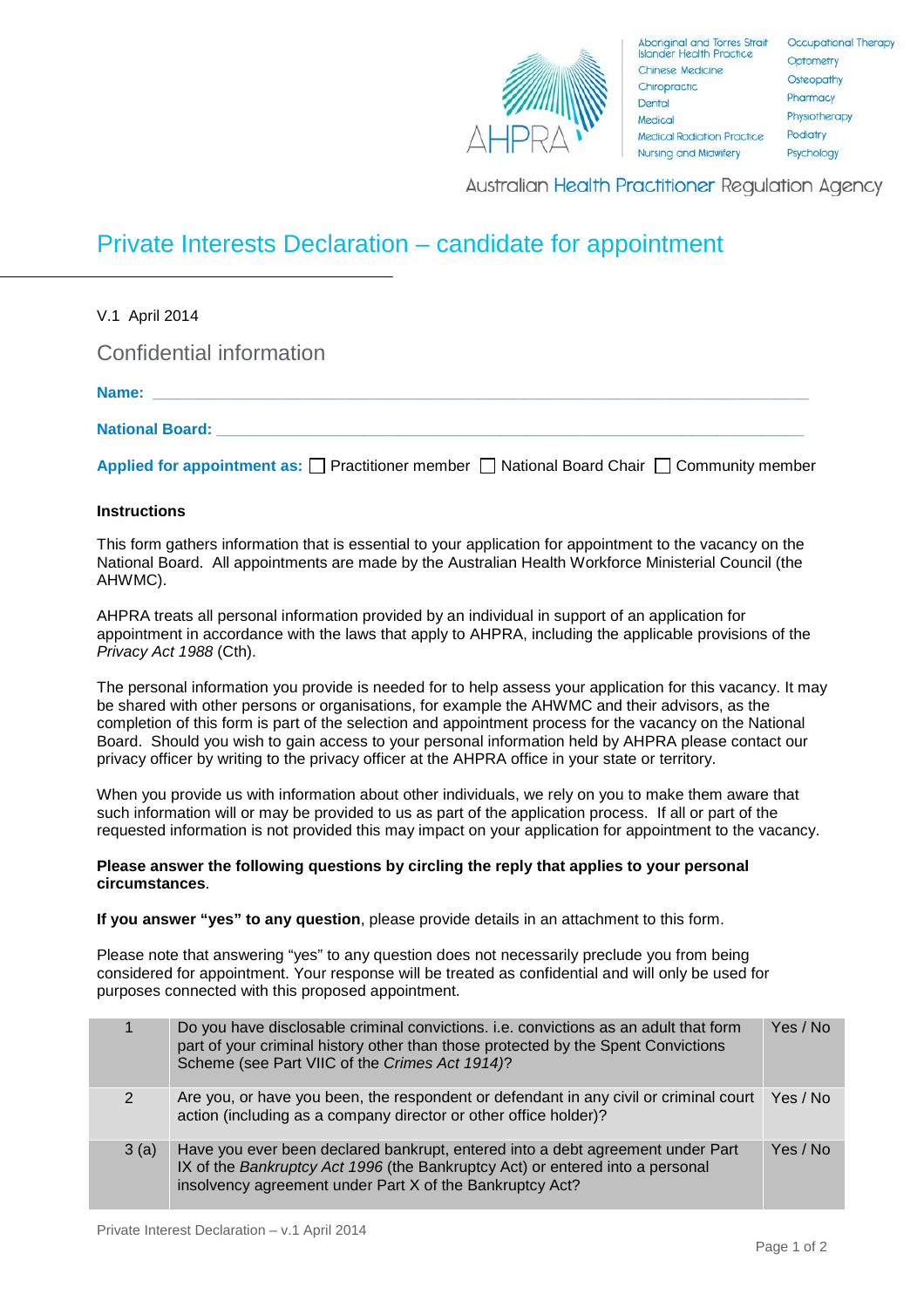Aboriginal and Torres Strait Islander Health Practice
Chinese Medicine
Chiropractic
Dental
Medical
Medical Radiation Practice
Nursing and Midwifery
Occupational Therapy
Optometry
Osteopathy
Pharmacy
Physiotherapy
Podiatry
Psychology

Australian Health Practitioner Regulation Agency

# Private Interests Declaration – candidate for appointment

V.1 April 2014

## Confidential information

**Name:** ______________________________________________________________

**National Board:** ______________________________________________________

**Applied for appointment as:** ☐ Practitioner member ☐ National Board Chair ☐ Community member

**Instructions**

This form gathers information that is essential to your application for appointment to the vacancy on the National Board. All appointments are made by the Australian Health Workforce Ministerial Council (the AHWMC).

AHPRA treats all personal information provided by an individual in support of an application for appointment in accordance with the laws that apply to AHPRA, including the applicable provisions of the *Privacy Act 1988* (Cth).

The personal information you provide is needed for to help assess your application for this vacancy. It may be shared with other persons or organisations, for example the AHWMC and their advisors, as the completion of this form is part of the selection and appointment process for the vacancy on the National Board. Should you wish to gain access to your personal information held by AHPRA please contact our privacy officer by writing to the privacy officer at the AHPRA office in your state or territory.

When you provide us with information about other individuals, we rely on you to make them aware that such information will or may be provided to us as part of the application process. If all or part of the requested information is not provided this may impact on your application for appointment to the vacancy.

**Please answer the following questions by circling the reply that applies to your personal circumstances**.

**If you answer "yes" to any question**, please provide details in an attachment to this form.

Please note that answering "yes" to any question does not necessarily preclude you from being considered for appointment. Your response will be treated as confidential and will only be used for purposes connected with this proposed appointment.

| | | |
|---|---|---|
| 1 | Do you have disclosable criminal convictions. i.e. convictions as an adult that form part of your criminal history other than those protected by the Spent Convictions Scheme (see Part VIIC of the *Crimes Act 1914)*? | Yes / No |
| 2 | Are you, or have you been, the respondent or defendant in any civil or criminal court action (including as a company director or other office holder)? | Yes / No |
| 3 (a) | Have you ever been declared bankrupt, entered into a debt agreement under Part IX of the *Bankruptcy Act 1996* (the Bankruptcy Act) or entered into a personal insolvency agreement under Part X of the Bankruptcy Act? | Yes / No |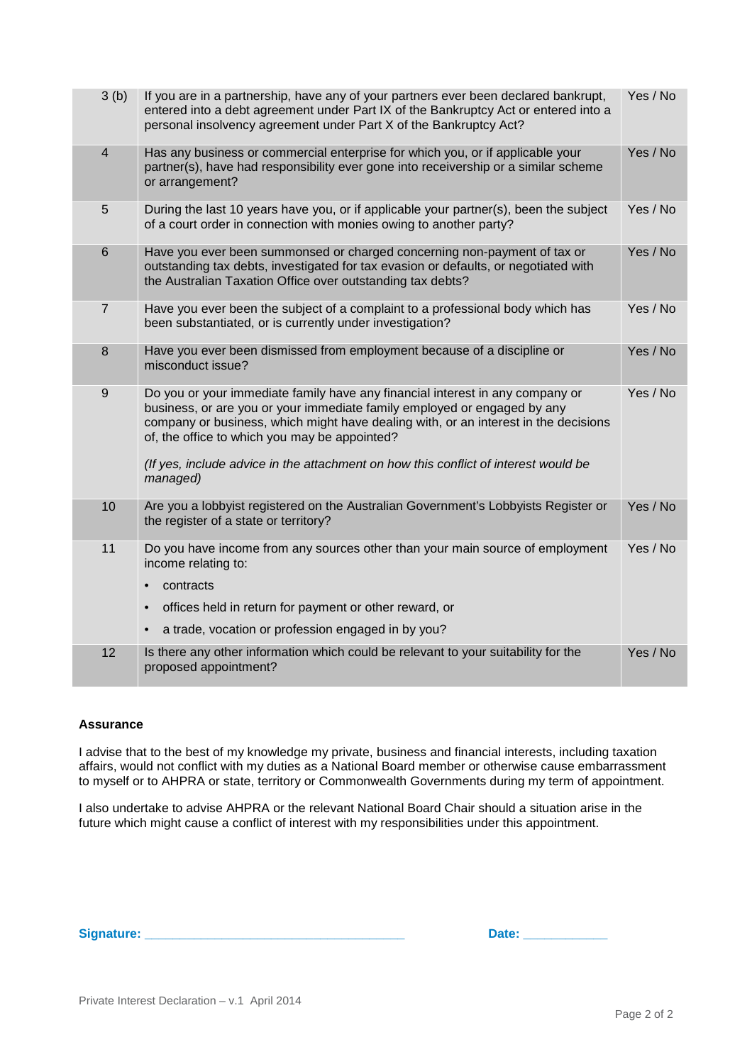| | | |
|---|---|---|
| 3 (b) | If you are in a partnership, have any of your partners ever been declared bankrupt, entered into a debt agreement under Part IX of the Bankruptcy Act or entered into a personal insolvency agreement under Part X of the Bankruptcy Act? | Yes / No |
| 4 | Has any business or commercial enterprise for which you, or if applicable your partner(s), have had responsibility ever gone into receivership or a similar scheme or arrangement? | Yes / No |
| 5 | During the last 10 years have you, or if applicable your partner(s), been the subject of a court order in connection with monies owing to another party? | Yes / No |
| 6 | Have you ever been summonsed or charged concerning non-payment of tax or outstanding tax debts, investigated for tax evasion or defaults, or negotiated with the Australian Taxation Office over outstanding tax debts? | Yes / No |
| 7 | Have you ever been the subject of a complaint to a professional body which has been substantiated, or is currently under investigation? | Yes / No |
| 8 | Have you ever been dismissed from employment because of a discipline or misconduct issue? | Yes / No |
| 9 | Do you or your immediate family have any financial interest in any company or business, or are you or your immediate family employed or engaged by any company or business, which might have dealing with, or an interest in the decisions of, the office to which you may be appointed?<br><br>*(If yes, include advice in the attachment on how this conflict of interest would be managed)* | Yes / No |
| 10 | Are you a lobbyist registered on the Australian Government's Lobbyists Register or the register of a state or territory? | Yes / No |
| 11 | Do you have income from any sources other than your main source of employment income relating to:<br>• contracts<br>• offices held in return for payment or other reward, or<br>• a trade, vocation or profession engaged in by you? | Yes / No |
| 12 | Is there any other information which could be relevant to your suitability for the proposed appointment? | Yes / No |

**Assurance**

I advise that to the best of my knowledge my private, business and financial interests, including taxation affairs, would not conflict with my duties as a National Board member or otherwise cause embarrassment to myself or to AHPRA or state, territory or Commonwealth Governments during my term of appointment.

I also undertake to advise AHPRA or the relevant National Board Chair should a situation arise in the future which might cause a conflict of interest with my responsibilities under this appointment.

**Signature:** ____________________________________ **Date:** ____________

Private Interest Declaration – v.1 April 2014